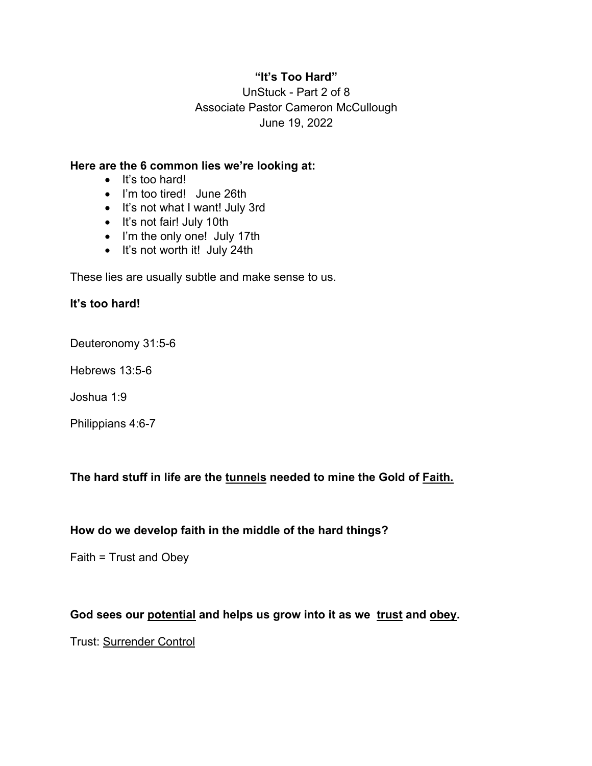# "It's Too Hard"

UnStuck - Part 2 of 8
Associate Pastor Cameron McCullough
June 19, 2022

**Here are the 6 common lies we're looking at:**

- It's too hard!
- I'm too tired!   June 26th
- It's not what I want! July 3rd
- It's not fair! July 10th
- I'm the only one!  July 17th
- It's not worth it!  July 24th

These lies are usually subtle and make sense to us.

**It's too hard!**

Deuteronomy 31:5-6

Hebrews 13:5-6

Joshua 1:9

Philippians 4:6-7

**The hard stuff in life are the <u>tunnels</u> needed to mine the Gold of <u>Faith.</u>**

**How do we develop faith in the middle of the hard things?**

Faith = Trust and Obey

**God sees our <u>potential</u> and helps us grow into it as we <u>trust</u> and <u>obey</u>.**

Trust: <u>Surrender Control</u>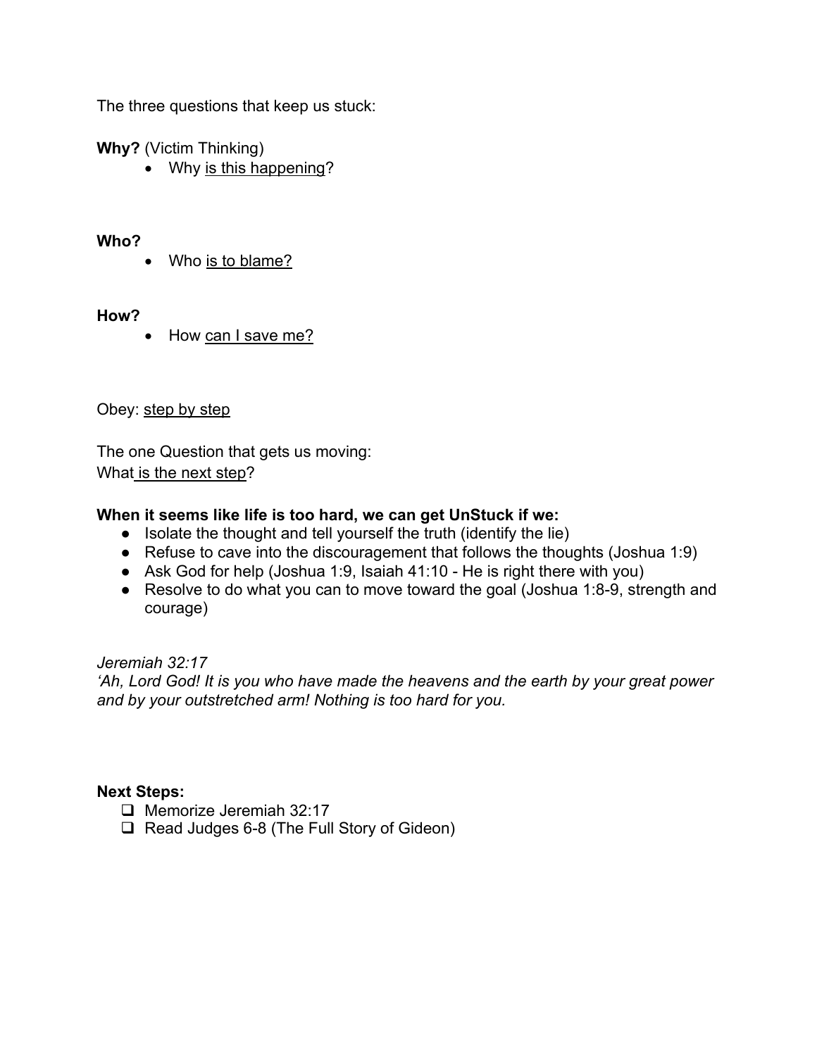The three questions that keep us stuck:

**Why?** (Victim Thinking)

- Why is this happening?

**Who?**

- Who is to blame?

**How?**

- How can I save me?

Obey: step by step

The one Question that gets us moving:
What is the next step?

**When it seems like life is too hard, we can get UnStuck if we:**

- Isolate the thought and tell yourself the truth (identify the lie)
- Refuse to cave into the discouragement that follows the thoughts (Joshua 1:9)
- Ask God for help (Joshua 1:9, Isaiah 41:10 - He is right there with you)
- Resolve to do what you can to move toward the goal (Joshua 1:8-9, strength and courage)

*Jeremiah 32:17*
*'Ah, Lord God! It is you who have made the heavens and the earth by your great power and by your outstretched arm! Nothing is too hard for you.*

**Next Steps:**

- [ ] Memorize Jeremiah 32:17
- [ ] Read Judges 6-8 (The Full Story of Gideon)